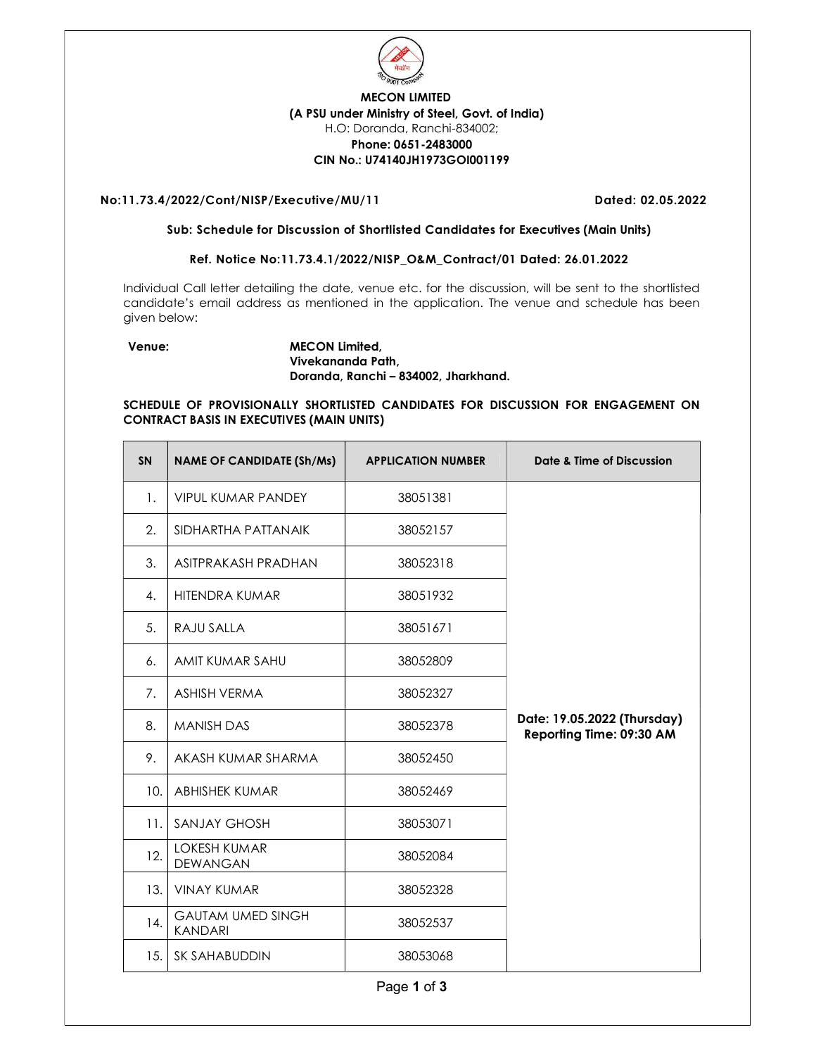**MECON LIMITED**
**(A PSU under Ministry of Steel, Govt. of India)**
H.O: Doranda, Ranchi-834002;
**Phone: 0651-2483000**
**CIN No.: U74140JH1973GOI001199**

**No:11.73.4/2022/Cont/NISP/Executive/MU/11** **Dated: 02.05.2022**

**Sub: Schedule for Discussion of Shortlisted Candidates for Executives (Main Units)**

**Ref. Notice No:11.73.4.1/2022/NISP_O&M_Contract/01 Dated: 26.01.2022**

Individual Call letter detailing the date, venue etc. for the discussion, will be sent to the shortlisted candidate's email address as mentioned in the application. The venue and schedule has been given below:

**Venue:** **MECON Limited,**
**Vivekananda Path,**
**Doranda, Ranchi – 834002, Jharkhand.**

**SCHEDULE OF PROVISIONALLY SHORTLISTED CANDIDATES FOR DISCUSSION FOR ENGAGEMENT ON CONTRACT BASIS IN EXECUTIVES (MAIN UNITS)**

| SN | NAME OF CANDIDATE (Sh/Ms) | APPLICATION NUMBER | Date & Time of Discussion |
|---|---|---|---|
| 1. | VIPUL KUMAR PANDEY | 38051381 | Date: 19.05.2022 (Thursday) Reporting Time: 09:30 AM |
| 2. | SIDHARTHA PATTANAIK | 38052157 | |
| 3. | ASITPRAKASH PRADHAN | 38052318 | |
| 4. | HITENDRA KUMAR | 38051932 | |
| 5. | RAJU SALLA | 38051671 | |
| 6. | AMIT KUMAR SAHU | 38052809 | |
| 7. | ASHISH VERMA | 38052327 | |
| 8. | MANISH DAS | 38052378 | |
| 9. | AKASH KUMAR SHARMA | 38052450 | |
| 10. | ABHISHEK KUMAR | 38052469 | |
| 11. | SANJAY GHOSH | 38053071 | |
| 12. | LOKESH KUMAR DEWANGAN | 38052084 | |
| 13. | VINAY KUMAR | 38052328 | |
| 14. | GAUTAM UMED SINGH KANDARI | 38052537 | |
| 15. | SK SAHABUDDIN | 38053068 | |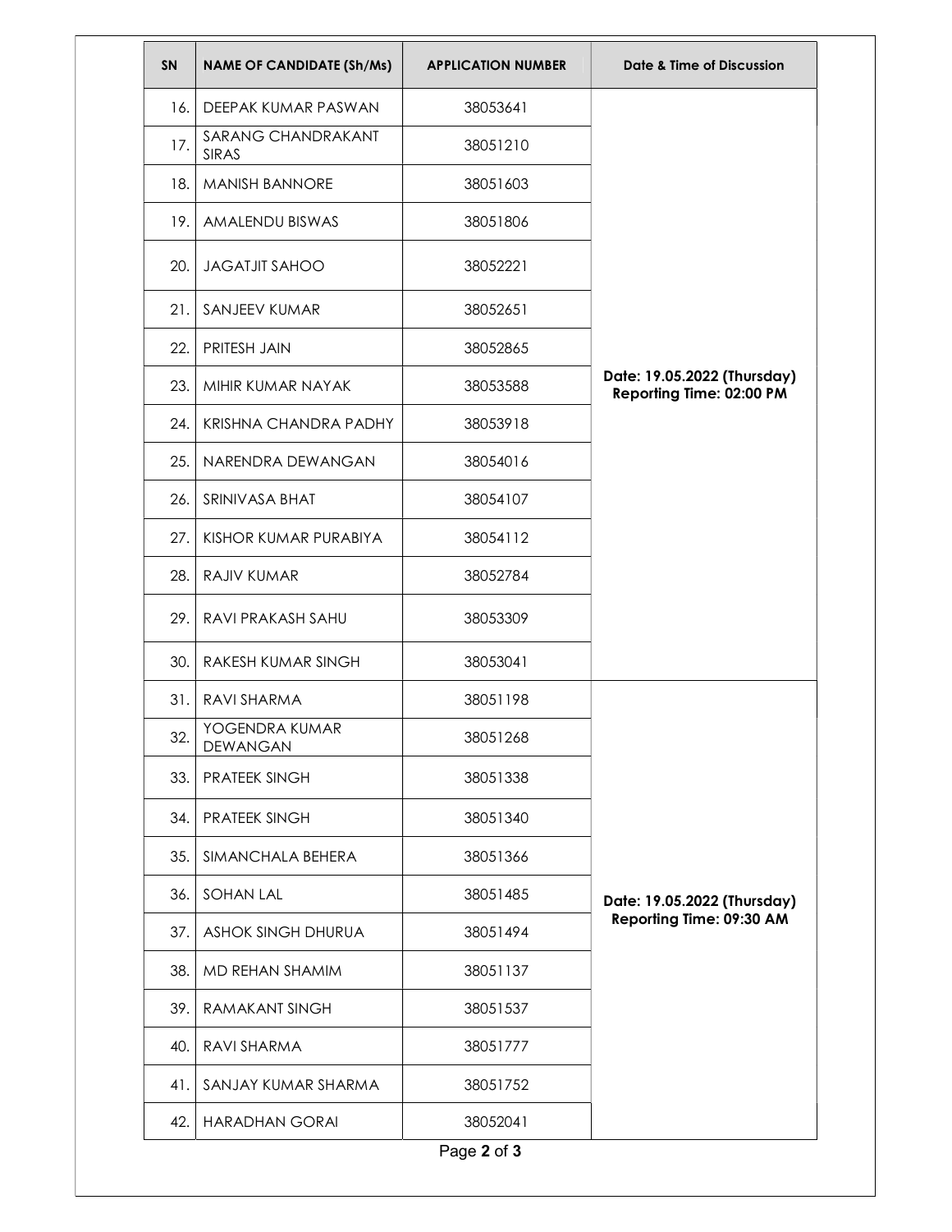| SN | NAME OF CANDIDATE (Sh/Ms) | APPLICATION NUMBER | Date & Time of Discussion |
|---|---|---|---|
| 16. | DEEPAK KUMAR PASWAN | 38053641 | **Date: 19.05.2022 (Thursday) Reporting Time: 02:00 PM** |
| 17. | SARANG CHANDRAKANT SIRAS | 38051210 | |
| 18. | MANISH BANNORE | 38051603 | |
| 19. | AMALENDU BISWAS | 38051806 | |
| 20. | JAGATJIT SAHOO | 38052221 | |
| 21. | SANJEEV KUMAR | 38052651 | |
| 22. | PRITESH JAIN | 38052865 | |
| 23. | MIHIR KUMAR NAYAK | 38053588 | |
| 24. | KRISHNA CHANDRA PADHY | 38053918 | |
| 25. | NARENDRA DEWANGAN | 38054016 | |
| 26. | SRINIVASA BHAT | 38054107 | |
| 27. | KISHOR KUMAR PURABIYA | 38054112 | |
| 28. | RAJIV KUMAR | 38052784 | |
| 29. | RAVI PRAKASH SAHU | 38053309 | |
| 30. | RAKESH KUMAR SINGH | 38053041 | |
| 31. | RAVI SHARMA | 38051198 | **Date: 19.05.2022 (Thursday) Reporting Time: 09:30 AM** |
| 32. | YOGENDRA KUMAR DEWANGAN | 38051268 | |
| 33. | PRATEEK SINGH | 38051338 | |
| 34. | PRATEEK SINGH | 38051340 | |
| 35. | SIMANCHALA BEHERA | 38051366 | |
| 36. | SOHAN LAL | 38051485 | |
| 37. | ASHOK SINGH DHURUA | 38051494 | |
| 38. | MD REHAN SHAMIM | 38051137 | |
| 39. | RAMAKANT SINGH | 38051537 | |
| 40. | RAVI SHARMA | 38051777 | |
| 41. | SANJAY KUMAR SHARMA | 38051752 | |
| 42. | HARADHAN GORAI | 38052041 | |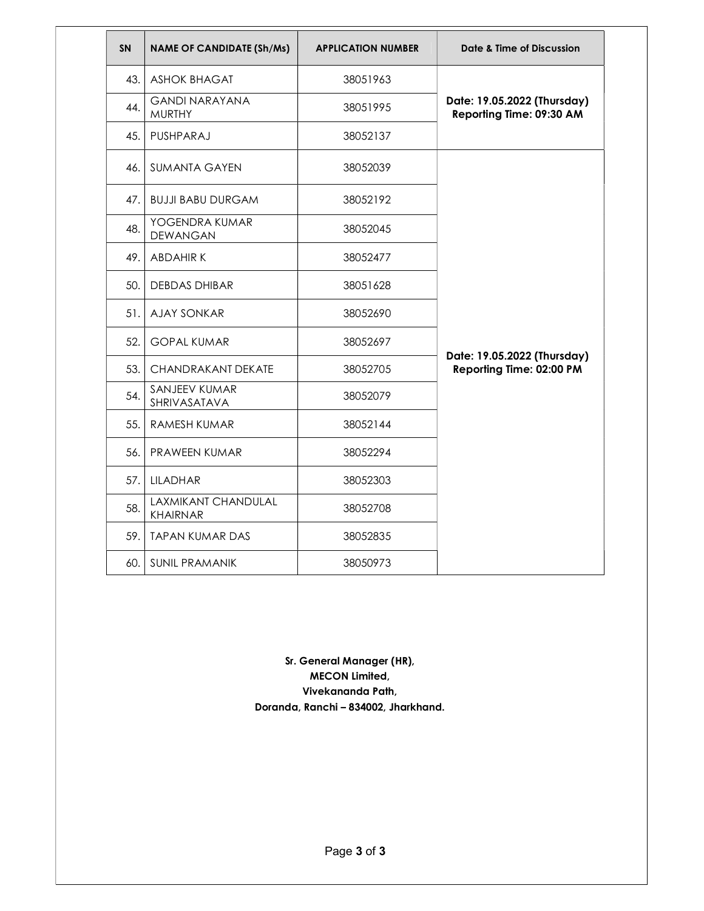| SN | NAME OF CANDIDATE (Sh/Ms) | APPLICATION NUMBER | Date & Time of Discussion |
|---|---|---|---|
| 43. | ASHOK BHAGAT | 38051963 | **Date: 19.05.2022 (Thursday) Reporting Time: 09:30 AM** |
| 44. | GANDI NARAYANA MURTHY | 38051995 | |
| 45. | PUSHPARAJ | 38052137 | |
| 46. | SUMANTA GAYEN | 38052039 | **Date: 19.05.2022 (Thursday) Reporting Time: 02:00 PM** |
| 47. | BUJJI BABU DURGAM | 38052192 | |
| 48. | YOGENDRA KUMAR DEWANGAN | 38052045 | |
| 49. | ABDAHIR K | 38052477 | |
| 50. | DEBDAS DHIBAR | 38051628 | |
| 51. | AJAY SONKAR | 38052690 | |
| 52. | GOPAL KUMAR | 38052697 | |
| 53. | CHANDRAKANT DEKATE | 38052705 | |
| 54. | SANJEEV KUMAR SHRIVASATAVA | 38052079 | |
| 55. | RAMESH KUMAR | 38052144 | |
| 56. | PRAWEEN KUMAR | 38052294 | |
| 57. | LILADHAR | 38052303 | |
| 58. | LAXMIKANT CHANDULAL KHAIRNAR | 38052708 | |
| 59. | TAPAN KUMAR DAS | 38052835 | |
| 60. | SUNIL PRAMANIK | 38050973 | |

**Sr. General Manager (HR),**
**MECON Limited,**
**Vivekananda Path,**
**Doranda, Ranchi – 834002, Jharkhand.**